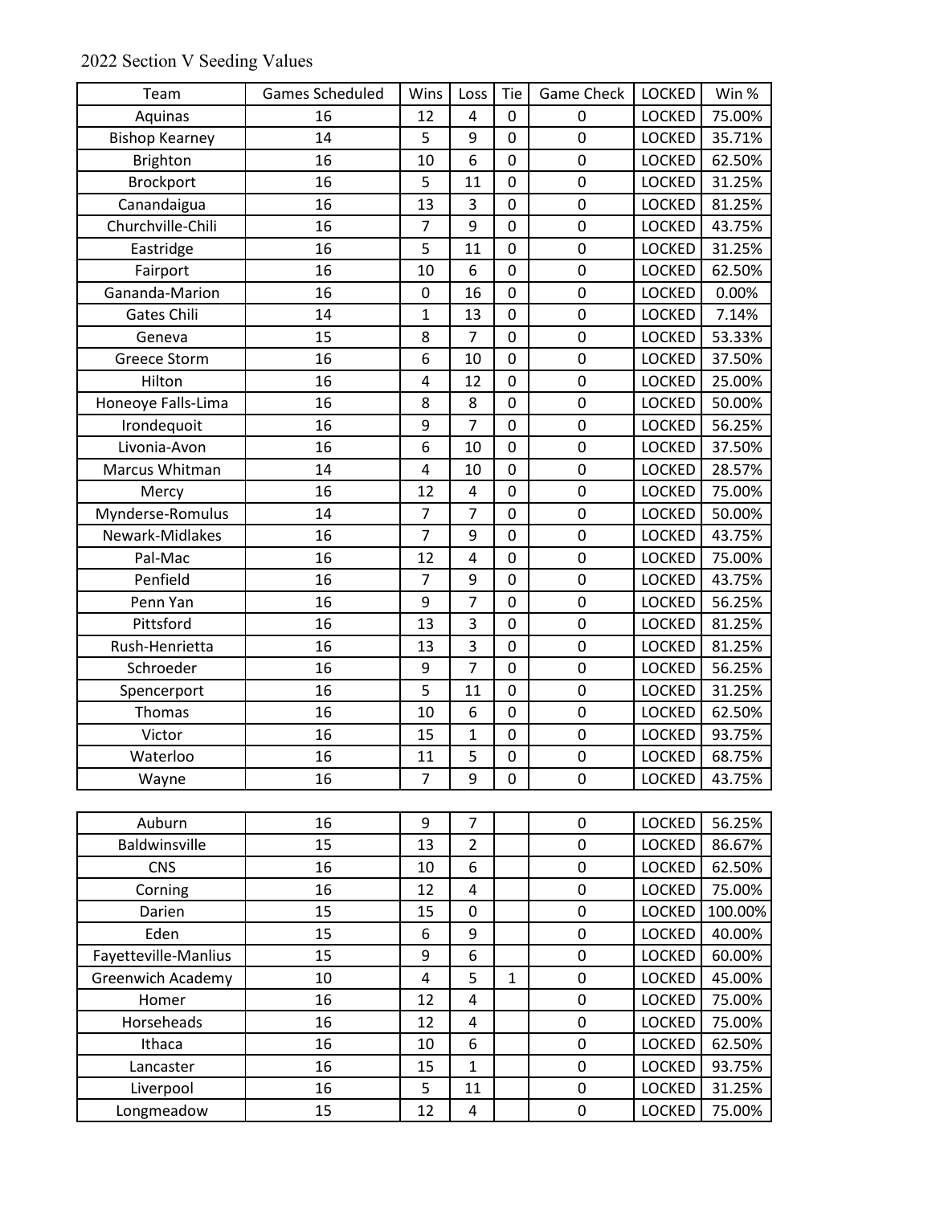2022 Section V Seeding Values

| Team | Games Scheduled | Wins | Loss | Tie | Game Check | LOCKED | Win % |
|---|---|---|---|---|---|---|---|
| Aquinas | 16 | 12 | 4 | 0 | 0 | LOCKED | 75.00% |
| Bishop Kearney | 14 | 5 | 9 | 0 | 0 | LOCKED | 35.71% |
| Brighton | 16 | 10 | 6 | 0 | 0 | LOCKED | 62.50% |
| Brockport | 16 | 5 | 11 | 0 | 0 | LOCKED | 31.25% |
| Canandaigua | 16 | 13 | 3 | 0 | 0 | LOCKED | 81.25% |
| Churchville-Chili | 16 | 7 | 9 | 0 | 0 | LOCKED | 43.75% |
| Eastridge | 16 | 5 | 11 | 0 | 0 | LOCKED | 31.25% |
| Fairport | 16 | 10 | 6 | 0 | 0 | LOCKED | 62.50% |
| Gananda-Marion | 16 | 0 | 16 | 0 | 0 | LOCKED | 0.00% |
| Gates Chili | 14 | 1 | 13 | 0 | 0 | LOCKED | 7.14% |
| Geneva | 15 | 8 | 7 | 0 | 0 | LOCKED | 53.33% |
| Greece Storm | 16 | 6 | 10 | 0 | 0 | LOCKED | 37.50% |
| Hilton | 16 | 4 | 12 | 0 | 0 | LOCKED | 25.00% |
| Honeoye Falls-Lima | 16 | 8 | 8 | 0 | 0 | LOCKED | 50.00% |
| Irondequoit | 16 | 9 | 7 | 0 | 0 | LOCKED | 56.25% |
| Livonia-Avon | 16 | 6 | 10 | 0 | 0 | LOCKED | 37.50% |
| Marcus Whitman | 14 | 4 | 10 | 0 | 0 | LOCKED | 28.57% |
| Mercy | 16 | 12 | 4 | 0 | 0 | LOCKED | 75.00% |
| Mynderse-Romulus | 14 | 7 | 7 | 0 | 0 | LOCKED | 50.00% |
| Newark-Midlakes | 16 | 7 | 9 | 0 | 0 | LOCKED | 43.75% |
| Pal-Mac | 16 | 12 | 4 | 0 | 0 | LOCKED | 75.00% |
| Penfield | 16 | 7 | 9 | 0 | 0 | LOCKED | 43.75% |
| Penn Yan | 16 | 9 | 7 | 0 | 0 | LOCKED | 56.25% |
| Pittsford | 16 | 13 | 3 | 0 | 0 | LOCKED | 81.25% |
| Rush-Henrietta | 16 | 13 | 3 | 0 | 0 | LOCKED | 81.25% |
| Schroeder | 16 | 9 | 7 | 0 | 0 | LOCKED | 56.25% |
| Spencerport | 16 | 5 | 11 | 0 | 0 | LOCKED | 31.25% |
| Thomas | 16 | 10 | 6 | 0 | 0 | LOCKED | 62.50% |
| Victor | 16 | 15 | 1 | 0 | 0 | LOCKED | 93.75% |
| Waterloo | 16 | 11 | 5 | 0 | 0 | LOCKED | 68.75% |
| Wayne | 16 | 7 | 9 | 0 | 0 | LOCKED | 43.75% |

| Team | Games Scheduled | Wins | Loss | Tie | Game Check | LOCKED | Win % |
|---|---|---|---|---|---|---|---|
| Auburn | 16 | 9 | 7 | | 0 | LOCKED | 56.25% |
| Baldwinsville | 15 | 13 | 2 | | 0 | LOCKED | 86.67% |
| CNS | 16 | 10 | 6 | | 0 | LOCKED | 62.50% |
| Corning | 16 | 12 | 4 | | 0 | LOCKED | 75.00% |
| Darien | 15 | 15 | 0 | | 0 | LOCKED | 100.00% |
| Eden | 15 | 6 | 9 | | 0 | LOCKED | 40.00% |
| Fayetteville-Manlius | 15 | 9 | 6 | | 0 | LOCKED | 60.00% |
| Greenwich Academy | 10 | 4 | 5 | 1 | 0 | LOCKED | 45.00% |
| Homer | 16 | 12 | 4 | | 0 | LOCKED | 75.00% |
| Horseheads | 16 | 12 | 4 | | 0 | LOCKED | 75.00% |
| Ithaca | 16 | 10 | 6 | | 0 | LOCKED | 62.50% |
| Lancaster | 16 | 15 | 1 | | 0 | LOCKED | 93.75% |
| Liverpool | 16 | 5 | 11 | | 0 | LOCKED | 31.25% |
| Longmeadow | 15 | 12 | 4 | | 0 | LOCKED | 75.00% |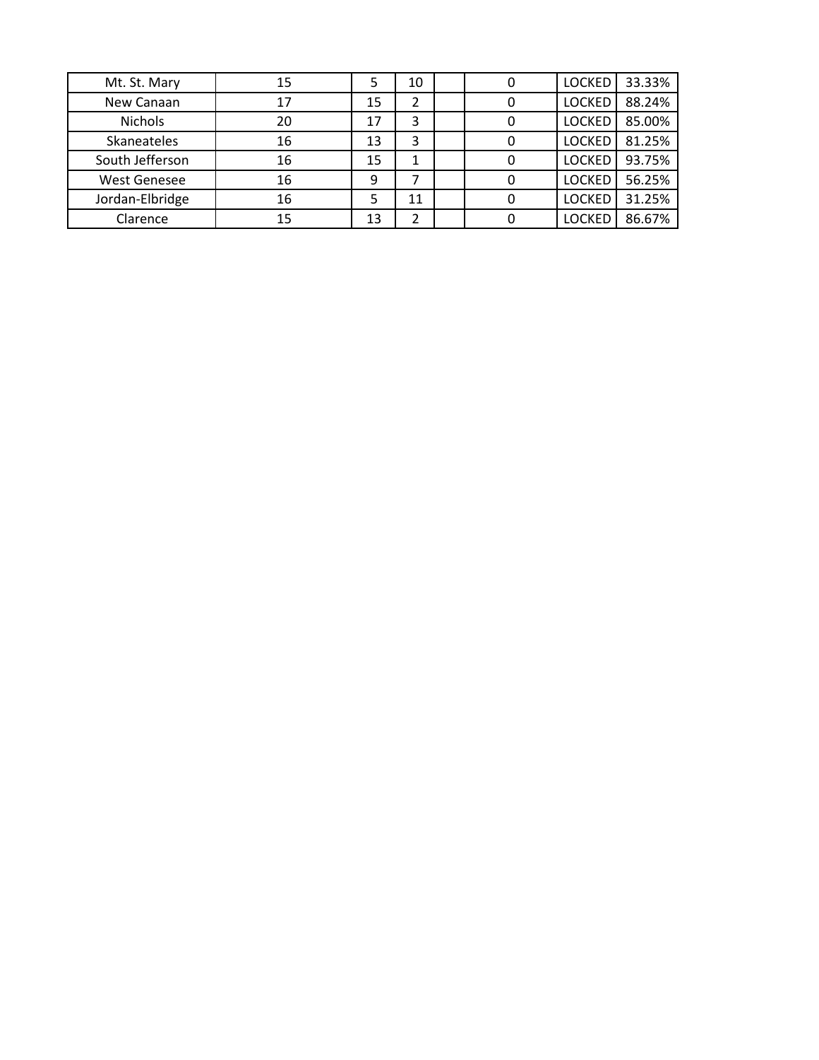| | | | | | | | |
|---|---|---|---|---|---|---|---|
| Mt. St. Mary | 15 | 5 | 10 | | 0 | LOCKED | 33.33% |
| New Canaan | 17 | 15 | 2 | | 0 | LOCKED | 88.24% |
| Nichols | 20 | 17 | 3 | | 0 | LOCKED | 85.00% |
| Skaneateles | 16 | 13 | 3 | | 0 | LOCKED | 81.25% |
| South Jefferson | 16 | 15 | 1 | | 0 | LOCKED | 93.75% |
| West Genesee | 16 | 9 | 7 | | 0 | LOCKED | 56.25% |
| Jordan-Elbridge | 16 | 5 | 11 | | 0 | LOCKED | 31.25% |
| Clarence | 15 | 13 | 2 | | 0 | LOCKED | 86.67% |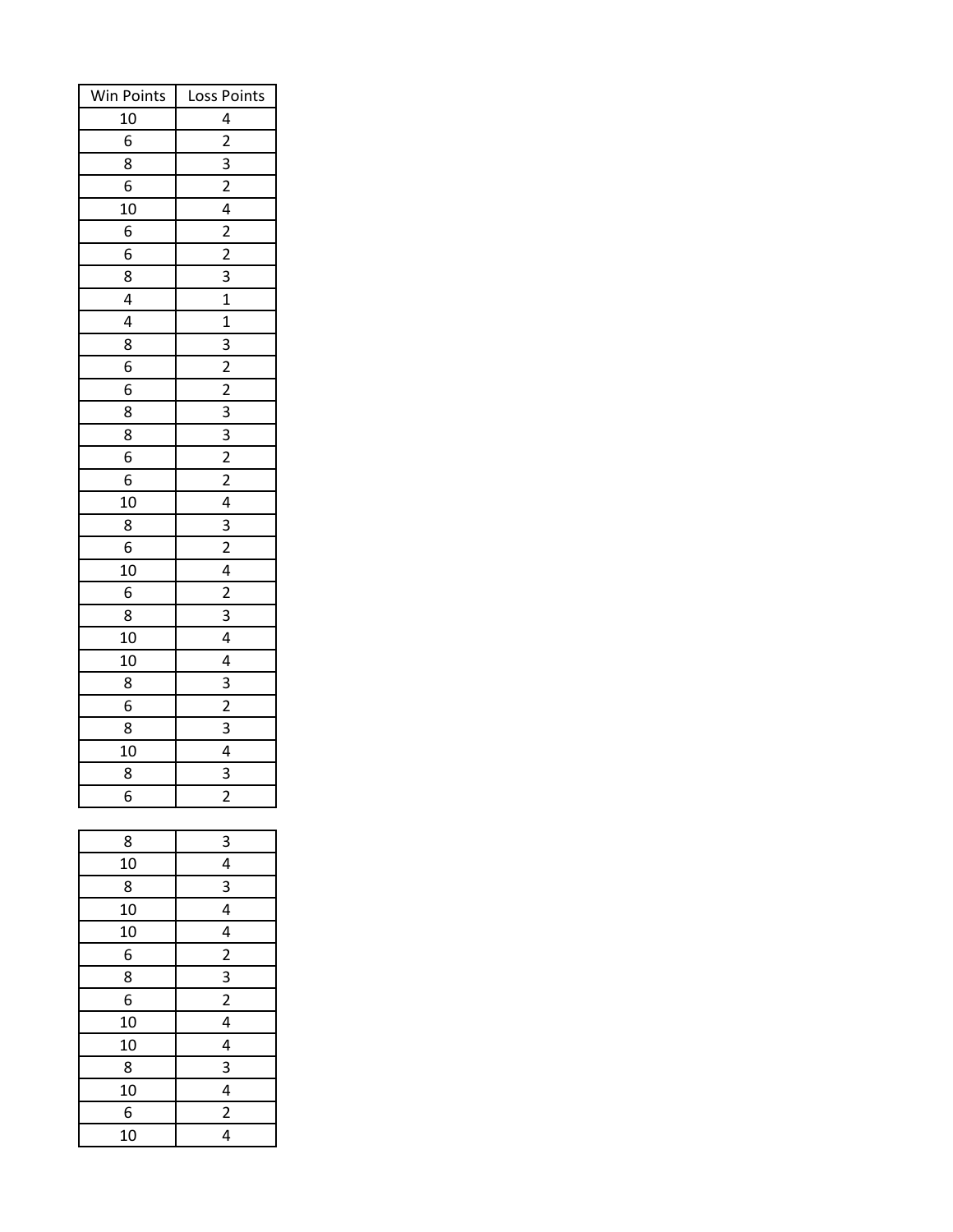| Win Points | Loss Points |
| --- | --- |
| 10 | 4 |
| 6 | 2 |
| 8 | 3 |
| 6 | 2 |
| 10 | 4 |
| 6 | 2 |
| 6 | 2 |
| 8 | 3 |
| 4 | 1 |
| 4 | 1 |
| 8 | 3 |
| 6 | 2 |
| 6 | 2 |
| 8 | 3 |
| 8 | 3 |
| 6 | 2 |
| 6 | 2 |
| 10 | 4 |
| 8 | 3 |
| 6 | 2 |
| 10 | 4 |
| 6 | 2 |
| 8 | 3 |
| 10 | 4 |
| 10 | 4 |
| 8 | 3 |
| 6 | 2 |
| 8 | 3 |
| 10 | 4 |
| 8 | 3 |
| 6 | 2 |

| | |
| --- | --- |
| 8 | 3 |
| 10 | 4 |
| 8 | 3 |
| 10 | 4 |
| 10 | 4 |
| 6 | 2 |
| 8 | 3 |
| 6 | 2 |
| 10 | 4 |
| 10 | 4 |
| 8 | 3 |
| 10 | 4 |
| 6 | 2 |
| 10 | 4 |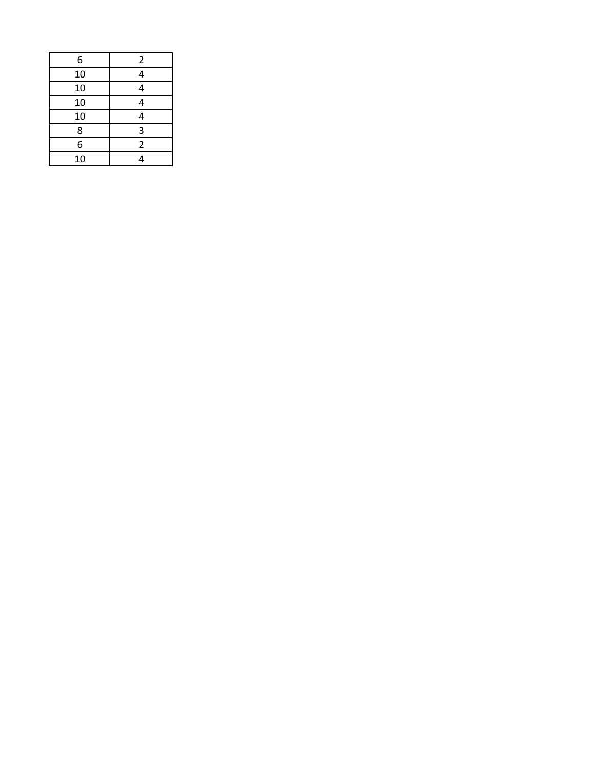| | |
|---|---|
| 6 | 2 |
| 10 | 4 |
| 10 | 4 |
| 10 | 4 |
| 10 | 4 |
| 8 | 3 |
| 6 | 2 |
| 10 | 4 |